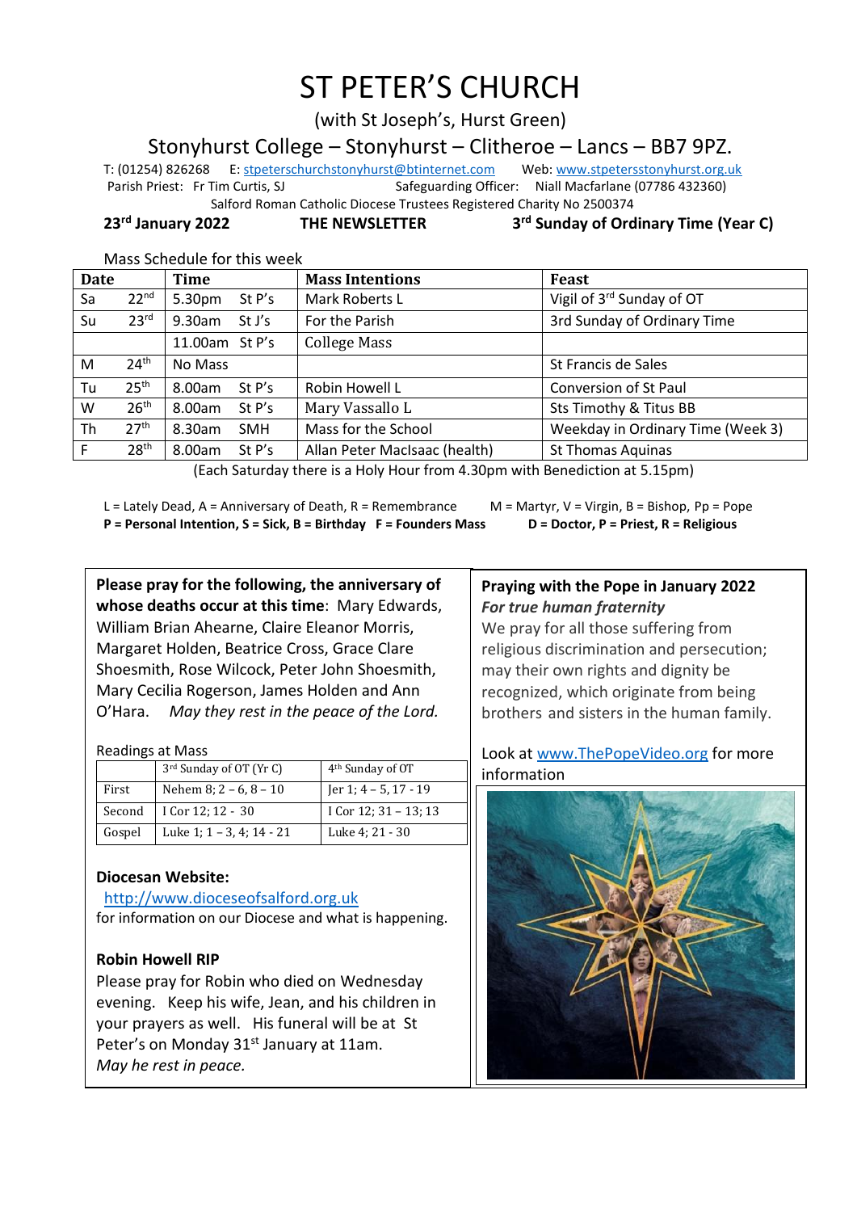# ST PETER'S CHURCH

(with St Joseph's, Hurst Green)

## Stonyhurst College – Stonyhurst – Clitheroe – Lancs – BB7 9PZ.

T: (01254) 826268 E: stpeterschurchstonyhurst@btinternet.com Web: www.stpetersstonyhurst.org.uk

Parish Priest: Fr Tim Curtis, SJ Safeguarding Officer: Niall Macfarlane (07786 432360)

Salford Roman Catholic Diocese Trustees Registered Charity No 2500374

**23rd January 2022 THE NEWSLETTER 3rd Sunday of Ordinary Time (Year C)**

Mass Schedule for this week

| Date | | Time | | Mass Intentions | Feast |
|---|---|---|---|---|---|
| Sa | 22nd | 5.30pm | St P's | Mark Roberts L | Vigil of 3rd Sunday of OT |
| Su | 23rd | 9.30am | St J's | For the Parish | 3rd Sunday of Ordinary Time |
| | | 11.00am | St P's | College Mass | |
| M | 24th | No Mass | | | St Francis de Sales |
| Tu | 25th | 8.00am | St P's | Robin Howell L | Conversion of St Paul |
| W | 26th | 8.00am | St P's | Mary Vassallo L | Sts Timothy & Titus BB |
| Th | 27th | 8.30am | SMH | Mass for the School | Weekday in Ordinary Time (Week 3) |
| F | 28th | 8.00am | St P's | Allan Peter MacIsaac (health) | St Thomas Aquinas |

(Each Saturday there is a Holy Hour from 4.30pm with Benediction at 5.15pm)

L = Lately Dead, A = Anniversary of Death, R = Remembrance M = Martyr, V = Virgin, B = Bishop, Pp = Pope
**P = Personal Intention, S = Sick, B = Birthday F = Founders Mass D = Doctor, P = Priest, R = Religious**

**Please pray for the following, the anniversary of whose deaths occur at this time**: Mary Edwards, William Brian Ahearne, Claire Eleanor Morris, Margaret Holden, Beatrice Cross, Grace Clare Shoesmith, Rose Wilcock, Peter John Shoesmith, Mary Cecilia Rogerson, James Holden and Ann O'Hara. *May they rest in the peace of the Lord.*

Readings at Mass

| | 3rd Sunday of OT (Yr C) | 4th Sunday of OT |
|---|---|---|
| First | Nehem 8; 2 – 6, 8 – 10 | Jer 1; 4 – 5, 17 - 19 |
| Second | I Cor 12; 12 - 30 | I Cor 12; 31 – 13; 13 |
| Gospel | Luke 1; 1 – 3, 4; 14 - 21 | Luke 4; 21 - 30 |

**Diocesan Website:**

http://www.dioceseofsalford.org.uk
for information on our Diocese and what is happening.

**Robin Howell RIP**

Please pray for Robin who died on Wednesday evening. Keep his wife, Jean, and his children in your prayers as well. His funeral will be at St Peter's on Monday 31st January at 11am.
*May he rest in peace.*

**Praying with the Pope in January 2022**

***For true human fraternity***

We pray for all those suffering from religious discrimination and persecution; may their own rights and dignity be recognized, which originate from being brothers and sisters in the human family.

Look at www.ThePopeVideo.org for more information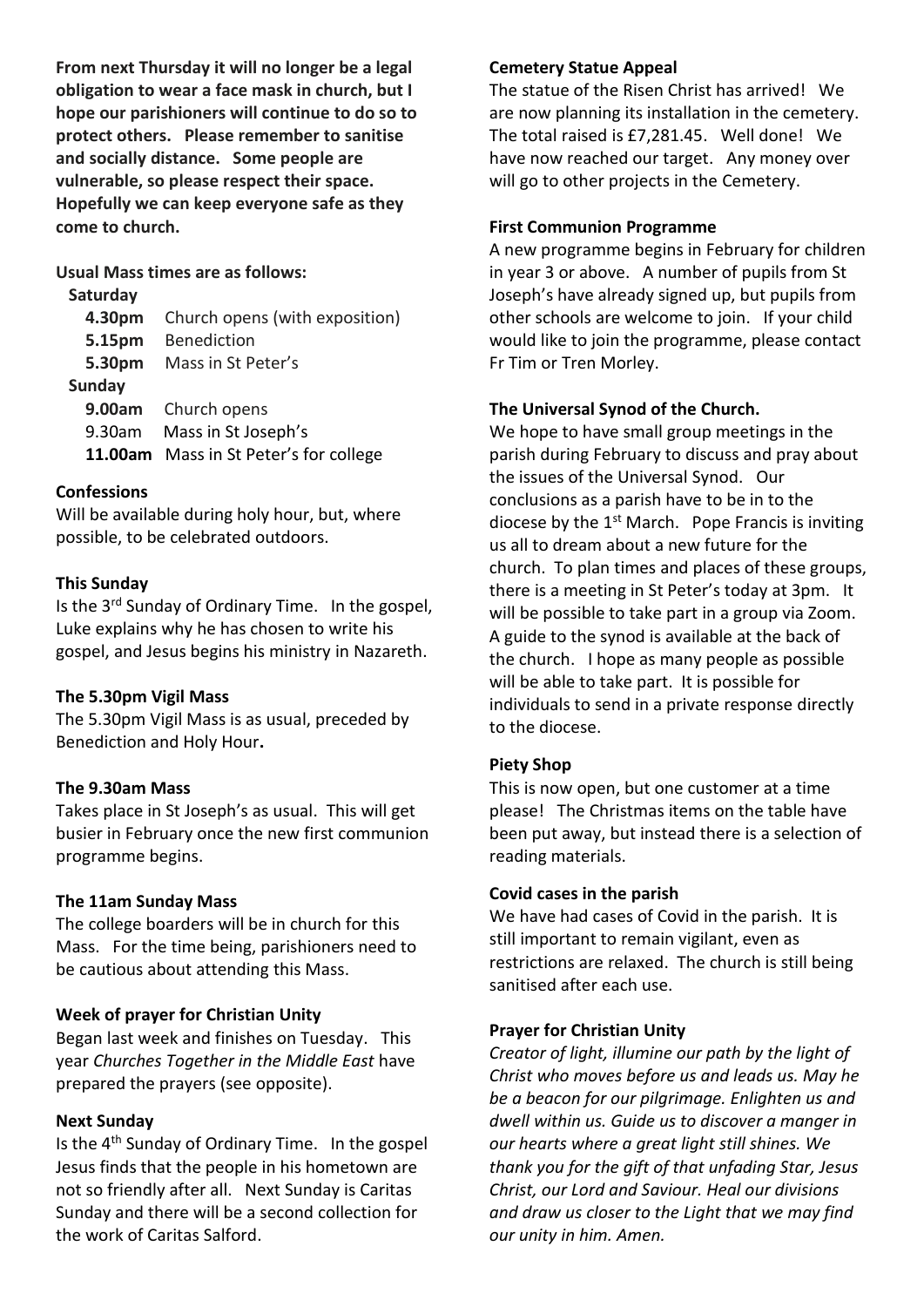**From next Thursday it will no longer be a legal obligation to wear a face mask in church, but I hope our parishioners will continue to do so to protect others. Please remember to sanitise and socially distance. Some people are vulnerable, so please respect their space. Hopefully we can keep everyone safe as they come to church.**

**Usual Mass times are as follows:**

**Saturday**

**4.30pm** Church opens (with exposition)
**5.15pm** Benediction
**5.30pm** Mass in St Peter's

**Sunday**

**9.00am** Church opens
9.30am Mass in St Joseph's
**11.00am** Mass in St Peter's for college

**Confessions**
Will be available during holy hour, but, where possible, to be celebrated outdoors.

**This Sunday**
Is the 3rd Sunday of Ordinary Time. In the gospel, Luke explains why he has chosen to write his gospel, and Jesus begins his ministry in Nazareth.

**The 5.30pm Vigil Mass**
The 5.30pm Vigil Mass is as usual, preceded by Benediction and Holy Hour**.**

**The 9.30am Mass**
Takes place in St Joseph's as usual. This will get busier in February once the new first communion programme begins.

**The 11am Sunday Mass**
The college boarders will be in church for this Mass. For the time being, parishioners need to be cautious about attending this Mass.

**Week of prayer for Christian Unity**
Began last week and finishes on Tuesday. This year *Churches Together in the Middle East* have prepared the prayers (see opposite).

**Next Sunday**
Is the 4th Sunday of Ordinary Time. In the gospel Jesus finds that the people in his hometown are not so friendly after all. Next Sunday is Caritas Sunday and there will be a second collection for the work of Caritas Salford.

**Cemetery Statue Appeal**
The statue of the Risen Christ has arrived! We are now planning its installation in the cemetery. The total raised is £7,281.45. Well done! We have now reached our target. Any money over will go to other projects in the Cemetery.

**First Communion Programme**
A new programme begins in February for children in year 3 or above. A number of pupils from St Joseph's have already signed up, but pupils from other schools are welcome to join. If your child would like to join the programme, please contact Fr Tim or Tren Morley.

**The Universal Synod of the Church.**
We hope to have small group meetings in the parish during February to discuss and pray about the issues of the Universal Synod. Our conclusions as a parish have to be in to the diocese by the 1st March. Pope Francis is inviting us all to dream about a new future for the church. To plan times and places of these groups, there is a meeting in St Peter's today at 3pm. It will be possible to take part in a group via Zoom. A guide to the synod is available at the back of the church. I hope as many people as possible will be able to take part. It is possible for individuals to send in a private response directly to the diocese.

**Piety Shop**
This is now open, but one customer at a time please! The Christmas items on the table have been put away, but instead there is a selection of reading materials.

**Covid cases in the parish**
We have had cases of Covid in the parish. It is still important to remain vigilant, even as restrictions are relaxed. The church is still being sanitised after each use.

**Prayer for Christian Unity**
*Creator of light, illumine our path by the light of Christ who moves before us and leads us. May he be a beacon for our pilgrimage. Enlighten us and dwell within us. Guide us to discover a manger in our hearts where a great light still shines. We thank you for the gift of that unfading Star, Jesus Christ, our Lord and Saviour. Heal our divisions and draw us closer to the Light that we may find our unity in him. Amen.*